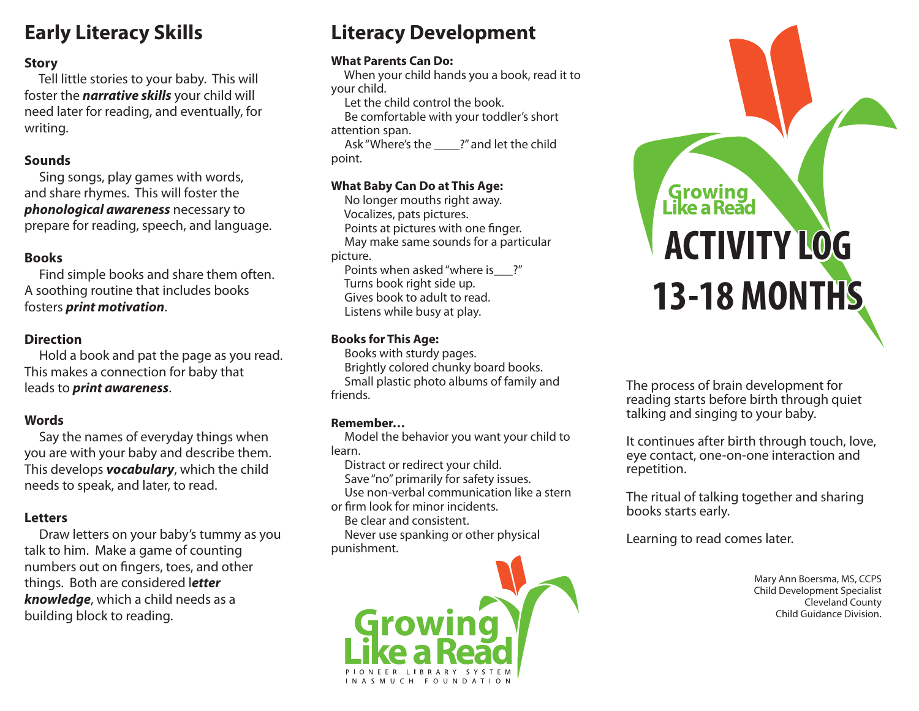# Early Literacy Skills

**Story**

Tell little stories to your baby. This will foster the ***narrative skills*** your child will need later for reading, and eventually, for writing.

**Sounds**

Sing songs, play games with words, and share rhymes. This will foster the ***phonological awareness*** necessary to prepare for reading, speech, and language.

**Books**

Find simple books and share them often. A soothing routine that includes books fosters ***print motivation***.

**Direction**

Hold a book and pat the page as you read. This makes a connection for baby that leads to ***print awareness***.

**Words**

Say the names of everyday things when you are with your baby and describe them. This develops ***vocabulary***, which the child needs to speak, and later, to read.

**Letters**

Draw letters on your baby's tummy as you talk to him. Make a game of counting numbers out on fingers, toes, and other things. Both are considered l***etter knowledge***, which a child needs as a building block to reading.

# Literacy Development

**What Parents Can Do:**

When your child hands you a book, read it to your child.
Let the child control the book.
Be comfortable with your toddler's short attention span.
Ask "Where's the ____?" and let the child point.

**What Baby Can Do at This Age:**

No longer mouths right away.
Vocalizes, pats pictures.
Points at pictures with one finger.
May make same sounds for a particular picture.
Points when asked "where is___?"
Turns book right side up.
Gives book to adult to read.
Listens while busy at play.

**Books for This Age:**

Books with sturdy pages.
Brightly colored chunky board books.
Small plastic photo albums of family and friends.

**Remember…**

Model the behavior you want your child to learn.
Distract or redirect your child.
Save "no" primarily for safety issues.
Use non-verbal communication like a stern or firm look for minor incidents.
Be clear and consistent.
Never use spanking or other physical punishment.

Growing Like a Read
PIONEER LIBRARY SYSTEM
INASMUCH FOUNDATION

Growing Like a Read

# ACTIVITY LOG
# 13-18 MONTHS

The process of brain development for reading starts before birth through quiet talking and singing to your baby.

It continues after birth through touch, love, eye contact, one-on-one interaction and repetition.

The ritual of talking together and sharing books starts early.

Learning to read comes later.

Mary Ann Boersma, MS, CCPS
Child Development Specialist
Cleveland County
Child Guidance Division.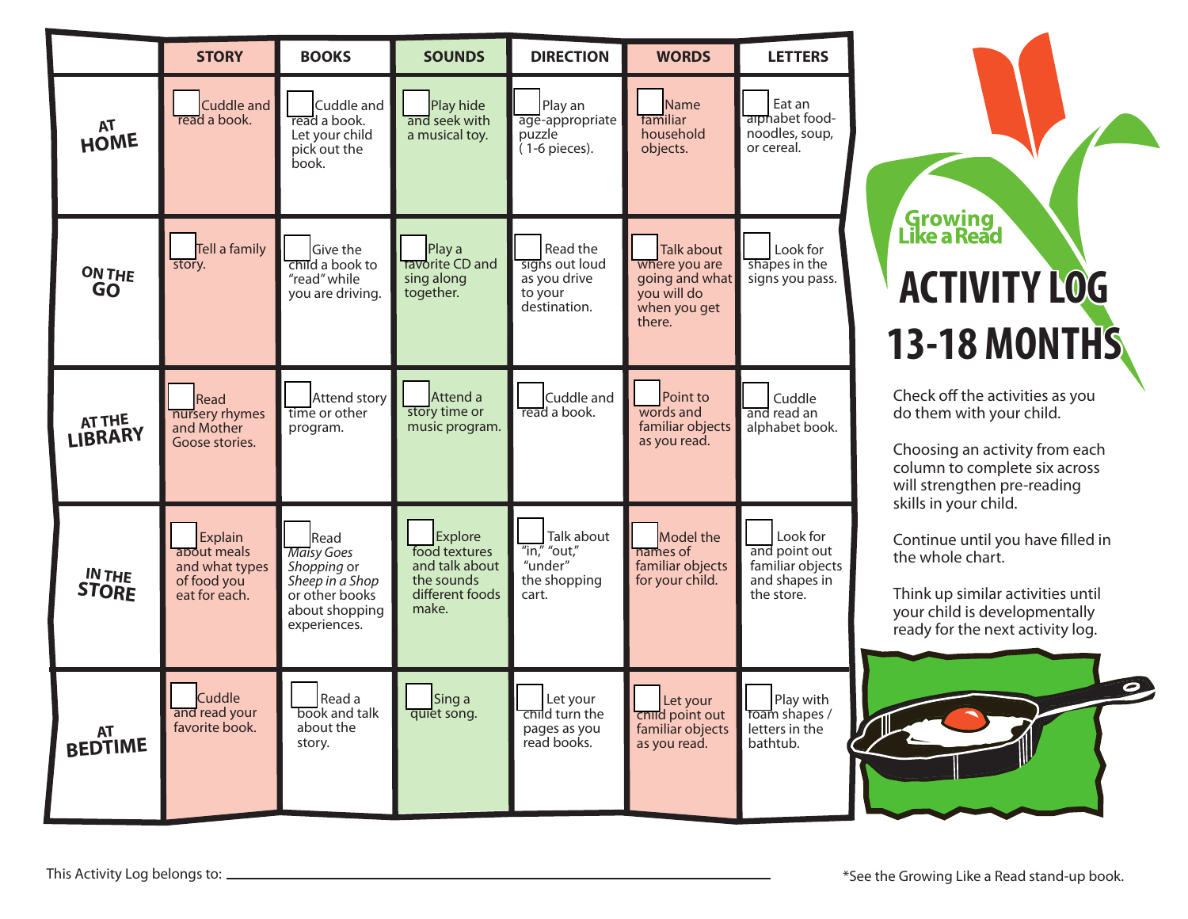| | STORY | BOOKS | SOUNDS | DIRECTION | WORDS | LETTERS |
|---|---|---|---|---|---|---|
| AT HOME | ☐ Cuddle and read a book. | ☐ Cuddle and read a book. Let your child pick out the book. | ☐ Play hide and seek with a musical toy. | ☐ Play an age-appropriate puzzle ( 1-6 pieces). | ☐ Name familiar household objects. | ☐ Eat an alphabet food- noodles, soup, or cereal. |
| ON THE GO | ☐ Tell a family story. | ☐ Give the child a book to "read" while you are driving. | ☐ Play a favorite CD and sing along together. | ☐ Read the signs out loud as you drive to your destination. | ☐ Talk about where you are going and what you will do when you get there. | ☐ Look for shapes in the signs you pass. |
| AT THE LIBRARY | ☐ Read nursery rhymes and Mother Goose stories. | ☐ Attend story time or other program. | ☐ Attend a story time or music program. | ☐ Cuddle and read a book. | ☐ Point to words and familiar objects as you read. | ☐ Cuddle and read an alphabet book. |
| IN THE STORE | ☐ Explain about meals and what types of food you eat for each. | ☐ Read *Maisy Goes Shopping* or *Sheep in a Shop* or other books about shopping experiences. | ☐ Explore food textures and talk about the sounds different foods make. | ☐ Talk about "in," "out," "under" the shopping cart. | ☐ Model the names of familiar objects for your child. | ☐ Look for and point out familiar objects and shapes in the store. |
| AT BEDTIME | ☐ Cuddle and read your favorite book. | ☐ Read a book and talk about the story. | ☐ Sing a quiet song. | ☐ Let your child turn the pages as you read books. | ☐ Let your child point out familiar objects as you read. | ☐ Play with foam shapes / letters in the bathtub. |

Growing Like a Read

# ACTIVITY LOG 13-18 MONTHS

Check off the activities as you do them with your child.

Choosing an activity from each column to complete six across will strengthen pre-reading skills in your child.

Continue until you have filled in the whole chart.

Think up similar activities until your child is developmentally ready for the next activity log.

This Activity Log belongs to: ____________________________________________

*See the Growing Like a Read stand-up book.